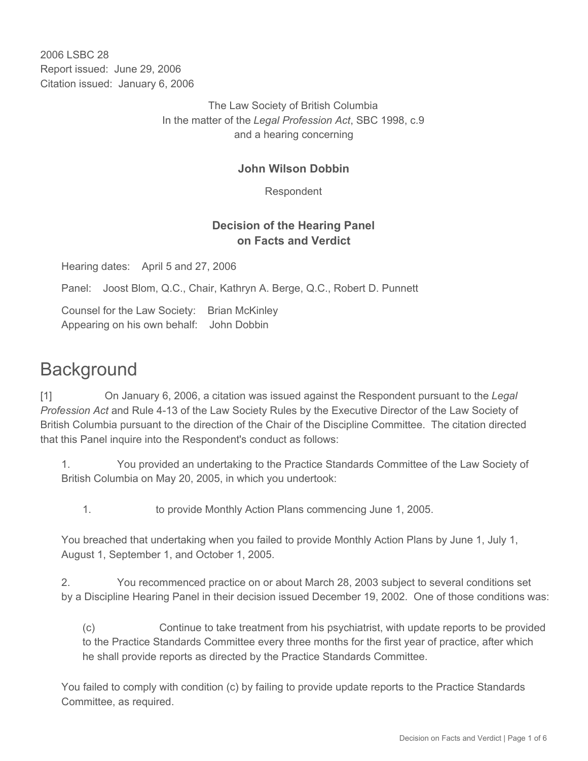2006 LSBC 28
Report issued: June 29, 2006
Citation issued: January 6, 2006

The Law Society of British Columbia
In the matter of the *Legal Profession Act*, SBC 1998, c.9
and a hearing concerning

**John Wilson Dobbin**

Respondent

**Decision of the Hearing Panel on Facts and Verdict**

Hearing dates: April 5 and 27, 2006

Panel: Joost Blom, Q.C., Chair, Kathryn A. Berge, Q.C., Robert D. Punnett

Counsel for the Law Society: Brian McKinley
Appearing on his own behalf: John Dobbin

# Background

[1] On January 6, 2006, a citation was issued against the Respondent pursuant to the *Legal Profession Act* and Rule 4-13 of the Law Society Rules by the Executive Director of the Law Society of British Columbia pursuant to the direction of the Chair of the Discipline Committee. The citation directed that this Panel inquire into the Respondent's conduct as follows:

1. You provided an undertaking to the Practice Standards Committee of the Law Society of British Columbia on May 20, 2005, in which you undertook:

    1. to provide Monthly Action Plans commencing June 1, 2005.

    You breached that undertaking when you failed to provide Monthly Action Plans by June 1, July 1, August 1, September 1, and October 1, 2005.

2. You recommenced practice on or about March 28, 2003 subject to several conditions set by a Discipline Hearing Panel in their decision issued December 19, 2002. One of those conditions was:

    (c) Continue to take treatment from his psychiatrist, with update reports to be provided to the Practice Standards Committee every three months for the first year of practice, after which he shall provide reports as directed by the Practice Standards Committee.

    You failed to comply with condition (c) by failing to provide update reports to the Practice Standards Committee, as required.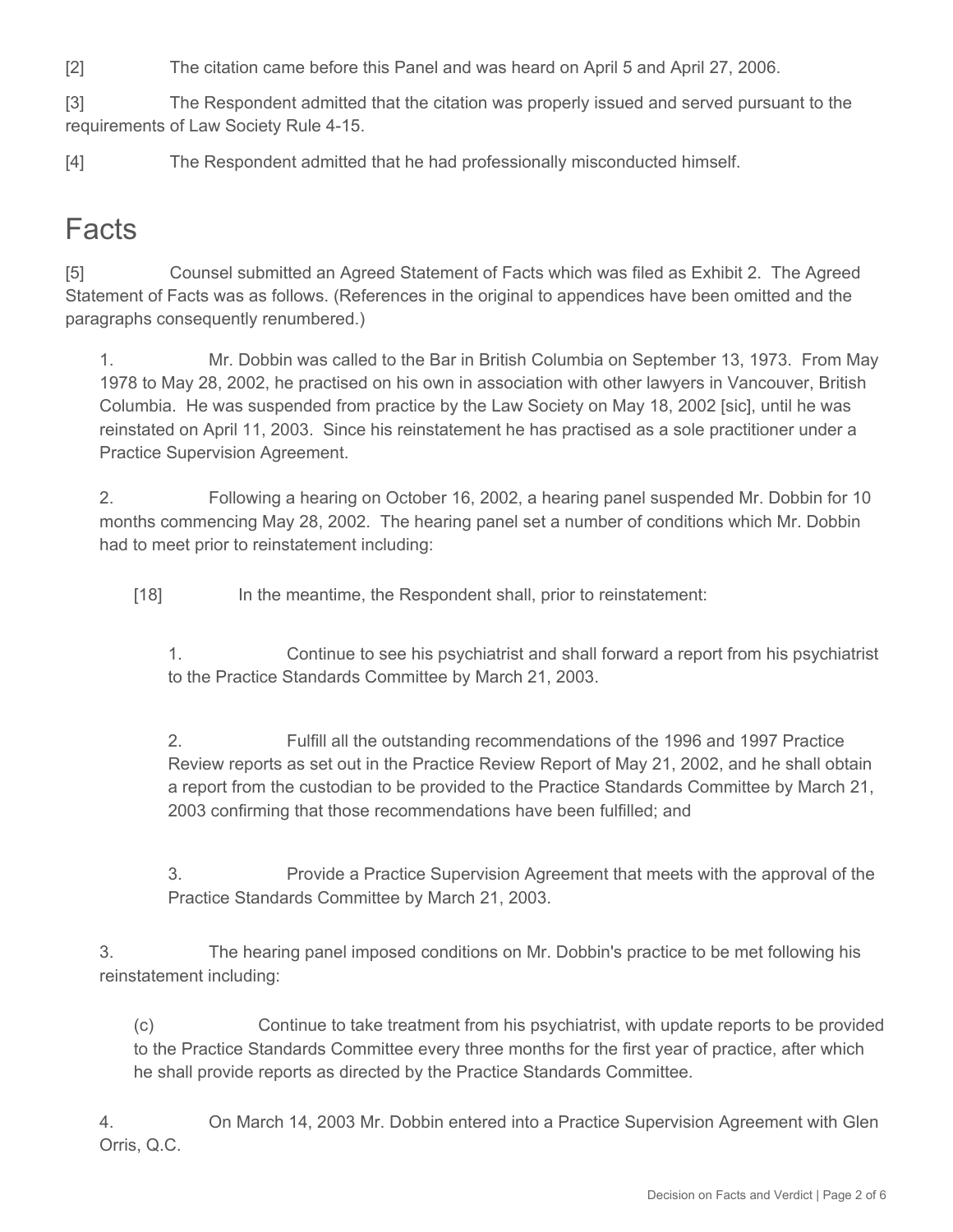[2] The citation came before this Panel and was heard on April 5 and April 27, 2006.

[3] The Respondent admitted that the citation was properly issued and served pursuant to the requirements of Law Society Rule 4-15.

[4] The Respondent admitted that he had professionally misconducted himself.

## Facts

[5] Counsel submitted an Agreed Statement of Facts which was filed as Exhibit 2. The Agreed Statement of Facts was as follows. (References in the original to appendices have been omitted and the paragraphs consequently renumbered.)

> 1. Mr. Dobbin was called to the Bar in British Columbia on September 13, 1973. From May 1978 to May 28, 2002, he practised on his own in association with other lawyers in Vancouver, British Columbia. He was suspended from practice by the Law Society on May 18, 2002 [sic], until he was reinstated on April 11, 2003. Since his reinstatement he has practised as a sole practitioner under a Practice Supervision Agreement.
>
> 2. Following a hearing on October 16, 2002, a hearing panel suspended Mr. Dobbin for 10 months commencing May 28, 2002. The hearing panel set a number of conditions which Mr. Dobbin had to meet prior to reinstatement including:
>
>> [18] In the meantime, the Respondent shall, prior to reinstatement:
>>
>>> 1. Continue to see his psychiatrist and shall forward a report from his psychiatrist to the Practice Standards Committee by March 21, 2003.
>>>
>>> 2. Fulfill all the outstanding recommendations of the 1996 and 1997 Practice Review reports as set out in the Practice Review Report of May 21, 2002, and he shall obtain a report from the custodian to be provided to the Practice Standards Committee by March 21, 2003 confirming that those recommendations have been fulfilled; and
>>>
>>> 3. Provide a Practice Supervision Agreement that meets with the approval of the Practice Standards Committee by March 21, 2003.
>
> 3. The hearing panel imposed conditions on Mr. Dobbin's practice to be met following his reinstatement including:
>
>> (c) Continue to take treatment from his psychiatrist, with update reports to be provided to the Practice Standards Committee every three months for the first year of practice, after which he shall provide reports as directed by the Practice Standards Committee.
>
> 4. On March 14, 2003 Mr. Dobbin entered into a Practice Supervision Agreement with Glen Orris, Q.C.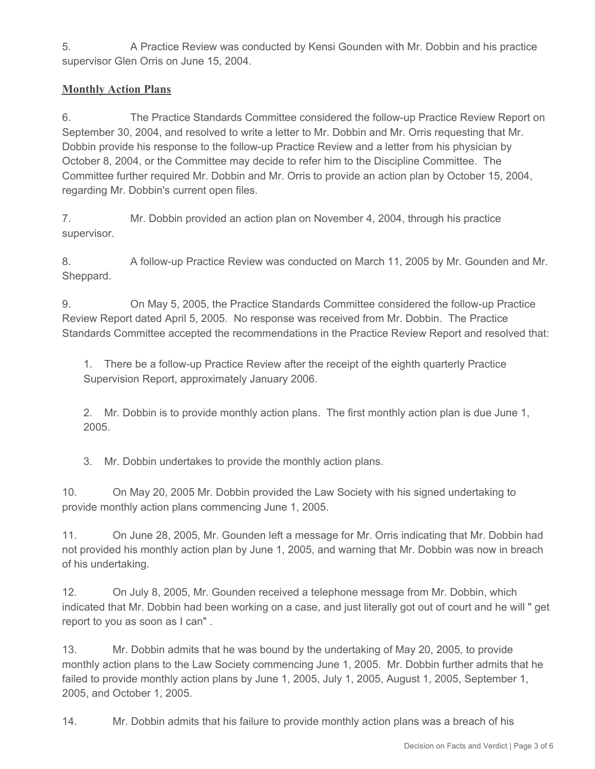5. A Practice Review was conducted by Kensi Gounden with Mr. Dobbin and his practice supervisor Glen Orris on June 15, 2004.

## Monthly Action Plans

6. The Practice Standards Committee considered the follow-up Practice Review Report on September 30, 2004, and resolved to write a letter to Mr. Dobbin and Mr. Orris requesting that Mr. Dobbin provide his response to the follow-up Practice Review and a letter from his physician by October 8, 2004, or the Committee may decide to refer him to the Discipline Committee. The Committee further required Mr. Dobbin and Mr. Orris to provide an action plan by October 15, 2004, regarding Mr. Dobbin's current open files.

7. Mr. Dobbin provided an action plan on November 4, 2004, through his practice supervisor.

8. A follow-up Practice Review was conducted on March 11, 2005 by Mr. Gounden and Mr. Sheppard.

9. On May 5, 2005, the Practice Standards Committee considered the follow-up Practice Review Report dated April 5, 2005. No response was received from Mr. Dobbin. The Practice Standards Committee accepted the recommendations in the Practice Review Report and resolved that:

1. There be a follow-up Practice Review after the receipt of the eighth quarterly Practice Supervision Report, approximately January 2006.

2. Mr. Dobbin is to provide monthly action plans. The first monthly action plan is due June 1, 2005.

3. Mr. Dobbin undertakes to provide the monthly action plans.

10. On May 20, 2005 Mr. Dobbin provided the Law Society with his signed undertaking to provide monthly action plans commencing June 1, 2005.

11. On June 28, 2005, Mr. Gounden left a message for Mr. Orris indicating that Mr. Dobbin had not provided his monthly action plan by June 1, 2005, and warning that Mr. Dobbin was now in breach of his undertaking.

12. On July 8, 2005, Mr. Gounden received a telephone message from Mr. Dobbin, which indicated that Mr. Dobbin had been working on a case, and just literally got out of court and he will " get report to you as soon as I can" .

13. Mr. Dobbin admits that he was bound by the undertaking of May 20, 2005, to provide monthly action plans to the Law Society commencing June 1, 2005. Mr. Dobbin further admits that he failed to provide monthly action plans by June 1, 2005, July 1, 2005, August 1, 2005, September 1, 2005, and October 1, 2005.

14. Mr. Dobbin admits that his failure to provide monthly action plans was a breach of his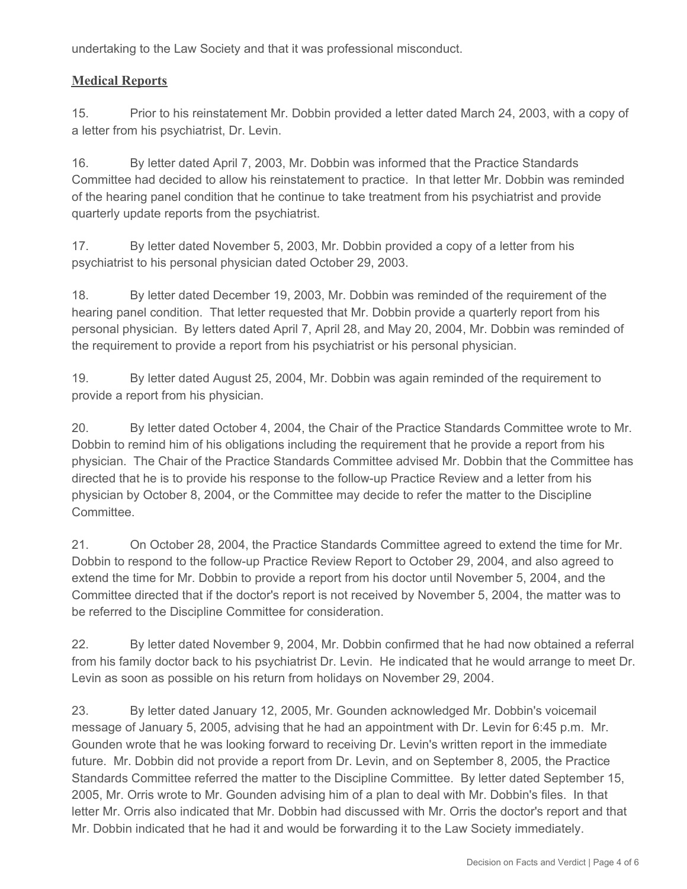undertaking to the Law Society and that it was professional misconduct.

## Medical Reports

15. Prior to his reinstatement Mr. Dobbin provided a letter dated March 24, 2003, with a copy of a letter from his psychiatrist, Dr. Levin.

16. By letter dated April 7, 2003, Mr. Dobbin was informed that the Practice Standards Committee had decided to allow his reinstatement to practice. In that letter Mr. Dobbin was reminded of the hearing panel condition that he continue to take treatment from his psychiatrist and provide quarterly update reports from the psychiatrist.

17. By letter dated November 5, 2003, Mr. Dobbin provided a copy of a letter from his psychiatrist to his personal physician dated October 29, 2003.

18. By letter dated December 19, 2003, Mr. Dobbin was reminded of the requirement of the hearing panel condition. That letter requested that Mr. Dobbin provide a quarterly report from his personal physician. By letters dated April 7, April 28, and May 20, 2004, Mr. Dobbin was reminded of the requirement to provide a report from his psychiatrist or his personal physician.

19. By letter dated August 25, 2004, Mr. Dobbin was again reminded of the requirement to provide a report from his physician.

20. By letter dated October 4, 2004, the Chair of the Practice Standards Committee wrote to Mr. Dobbin to remind him of his obligations including the requirement that he provide a report from his physician. The Chair of the Practice Standards Committee advised Mr. Dobbin that the Committee has directed that he is to provide his response to the follow-up Practice Review and a letter from his physician by October 8, 2004, or the Committee may decide to refer the matter to the Discipline Committee.

21. On October 28, 2004, the Practice Standards Committee agreed to extend the time for Mr. Dobbin to respond to the follow-up Practice Review Report to October 29, 2004, and also agreed to extend the time for Mr. Dobbin to provide a report from his doctor until November 5, 2004, and the Committee directed that if the doctor's report is not received by November 5, 2004, the matter was to be referred to the Discipline Committee for consideration.

22. By letter dated November 9, 2004, Mr. Dobbin confirmed that he had now obtained a referral from his family doctor back to his psychiatrist Dr. Levin. He indicated that he would arrange to meet Dr. Levin as soon as possible on his return from holidays on November 29, 2004.

23. By letter dated January 12, 2005, Mr. Gounden acknowledged Mr. Dobbin's voicemail message of January 5, 2005, advising that he had an appointment with Dr. Levin for 6:45 p.m. Mr. Gounden wrote that he was looking forward to receiving Dr. Levin's written report in the immediate future. Mr. Dobbin did not provide a report from Dr. Levin, and on September 8, 2005, the Practice Standards Committee referred the matter to the Discipline Committee. By letter dated September 15, 2005, Mr. Orris wrote to Mr. Gounden advising him of a plan to deal with Mr. Dobbin's files. In that letter Mr. Orris also indicated that Mr. Dobbin had discussed with Mr. Orris the doctor's report and that Mr. Dobbin indicated that he had it and would be forwarding it to the Law Society immediately.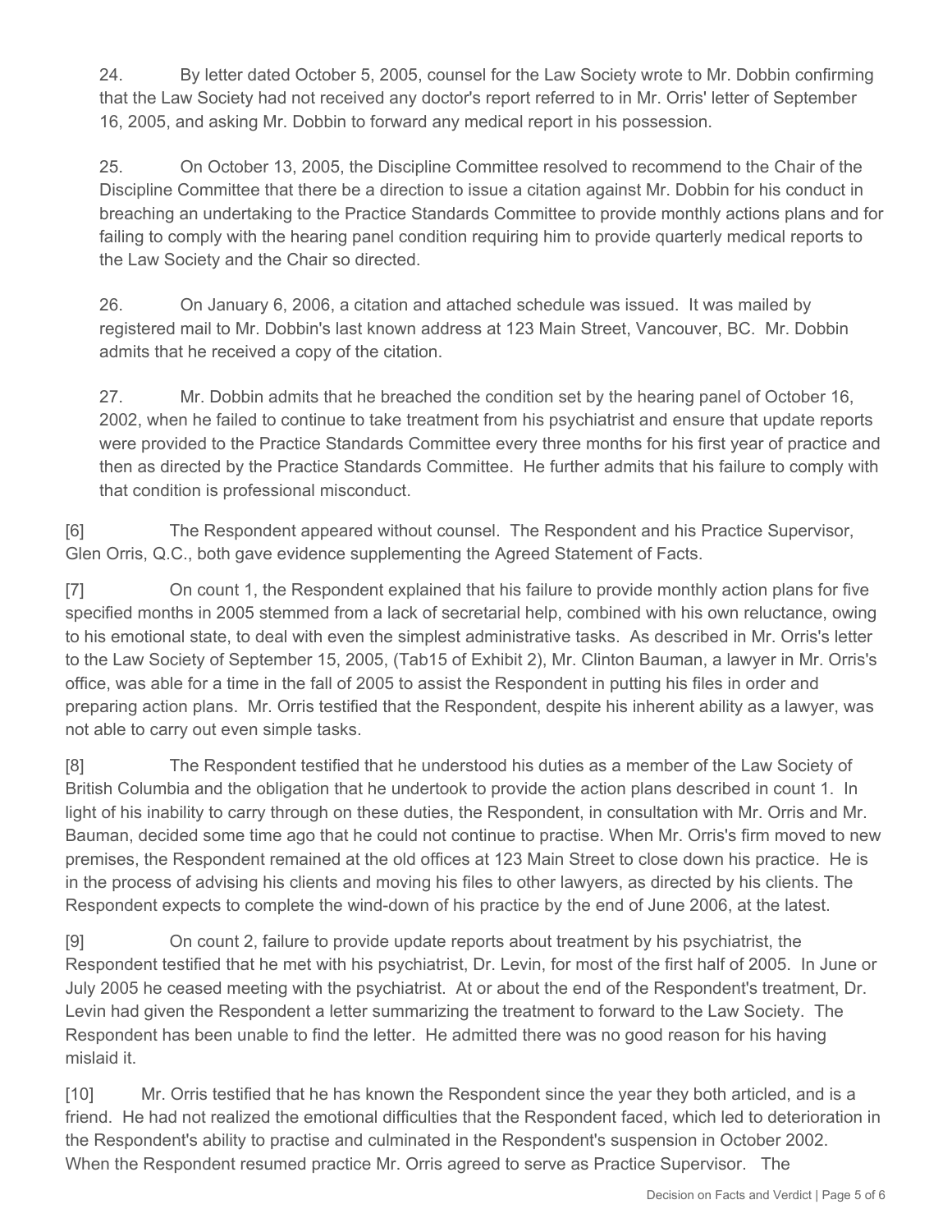24. By letter dated October 5, 2005, counsel for the Law Society wrote to Mr. Dobbin confirming that the Law Society had not received any doctor's report referred to in Mr. Orris' letter of September 16, 2005, and asking Mr. Dobbin to forward any medical report in his possession.

25. On October 13, 2005, the Discipline Committee resolved to recommend to the Chair of the Discipline Committee that there be a direction to issue a citation against Mr. Dobbin for his conduct in breaching an undertaking to the Practice Standards Committee to provide monthly actions plans and for failing to comply with the hearing panel condition requiring him to provide quarterly medical reports to the Law Society and the Chair so directed.

26. On January 6, 2006, a citation and attached schedule was issued. It was mailed by registered mail to Mr. Dobbin's last known address at 123 Main Street, Vancouver, BC. Mr. Dobbin admits that he received a copy of the citation.

27. Mr. Dobbin admits that he breached the condition set by the hearing panel of October 16, 2002, when he failed to continue to take treatment from his psychiatrist and ensure that update reports were provided to the Practice Standards Committee every three months for his first year of practice and then as directed by the Practice Standards Committee. He further admits that his failure to comply with that condition is professional misconduct.

[6] The Respondent appeared without counsel. The Respondent and his Practice Supervisor, Glen Orris, Q.C., both gave evidence supplementing the Agreed Statement of Facts.

[7] On count 1, the Respondent explained that his failure to provide monthly action plans for five specified months in 2005 stemmed from a lack of secretarial help, combined with his own reluctance, owing to his emotional state, to deal with even the simplest administrative tasks. As described in Mr. Orris's letter to the Law Society of September 15, 2005, (Tab15 of Exhibit 2), Mr. Clinton Bauman, a lawyer in Mr. Orris's office, was able for a time in the fall of 2005 to assist the Respondent in putting his files in order and preparing action plans. Mr. Orris testified that the Respondent, despite his inherent ability as a lawyer, was not able to carry out even simple tasks.

[8] The Respondent testified that he understood his duties as a member of the Law Society of British Columbia and the obligation that he undertook to provide the action plans described in count 1. In light of his inability to carry through on these duties, the Respondent, in consultation with Mr. Orris and Mr. Bauman, decided some time ago that he could not continue to practise. When Mr. Orris's firm moved to new premises, the Respondent remained at the old offices at 123 Main Street to close down his practice. He is in the process of advising his clients and moving his files to other lawyers, as directed by his clients. The Respondent expects to complete the wind-down of his practice by the end of June 2006, at the latest.

[9] On count 2, failure to provide update reports about treatment by his psychiatrist, the Respondent testified that he met with his psychiatrist, Dr. Levin, for most of the first half of 2005. In June or July 2005 he ceased meeting with the psychiatrist. At or about the end of the Respondent's treatment, Dr. Levin had given the Respondent a letter summarizing the treatment to forward to the Law Society. The Respondent has been unable to find the letter. He admitted there was no good reason for his having mislaid it.

[10] Mr. Orris testified that he has known the Respondent since the year they both articled, and is a friend. He had not realized the emotional difficulties that the Respondent faced, which led to deterioration in the Respondent's ability to practise and culminated in the Respondent's suspension in October 2002. When the Respondent resumed practice Mr. Orris agreed to serve as Practice Supervisor. The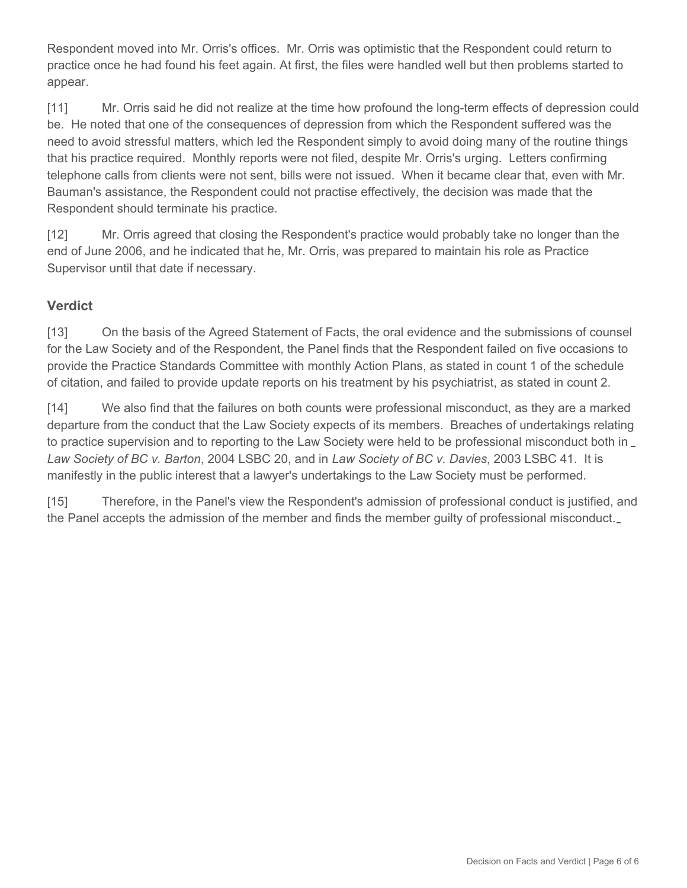Respondent moved into Mr. Orris's offices. Mr. Orris was optimistic that the Respondent could return to practice once he had found his feet again. At first, the files were handled well but then problems started to appear.

[11] Mr. Orris said he did not realize at the time how profound the long-term effects of depression could be. He noted that one of the consequences of depression from which the Respondent suffered was the need to avoid stressful matters, which led the Respondent simply to avoid doing many of the routine things that his practice required. Monthly reports were not filed, despite Mr. Orris's urging. Letters confirming telephone calls from clients were not sent, bills were not issued. When it became clear that, even with Mr. Bauman's assistance, the Respondent could not practise effectively, the decision was made that the Respondent should terminate his practice.

[12] Mr. Orris agreed that closing the Respondent's practice would probably take no longer than the end of June 2006, and he indicated that he, Mr. Orris, was prepared to maintain his role as Practice Supervisor until that date if necessary.

## Verdict

[13] On the basis of the Agreed Statement of Facts, the oral evidence and the submissions of counsel for the Law Society and of the Respondent, the Panel finds that the Respondent failed on five occasions to provide the Practice Standards Committee with monthly Action Plans, as stated in count 1 of the schedule of citation, and failed to provide update reports on his treatment by his psychiatrist, as stated in count 2.

[14] We also find that the failures on both counts were professional misconduct, as they are a marked departure from the conduct that the Law Society expects of its members. Breaches of undertakings relating to practice supervision and to reporting to the Law Society were held to be professional misconduct both in *Law Society of BC v. Barton*, 2004 LSBC 20, and in *Law Society of BC v. Davies*, 2003 LSBC 41. It is manifestly in the public interest that a lawyer's undertakings to the Law Society must be performed.

[15] Therefore, in the Panel's view the Respondent's admission of professional conduct is justified, and the Panel accepts the admission of the member and finds the member guilty of professional misconduct.